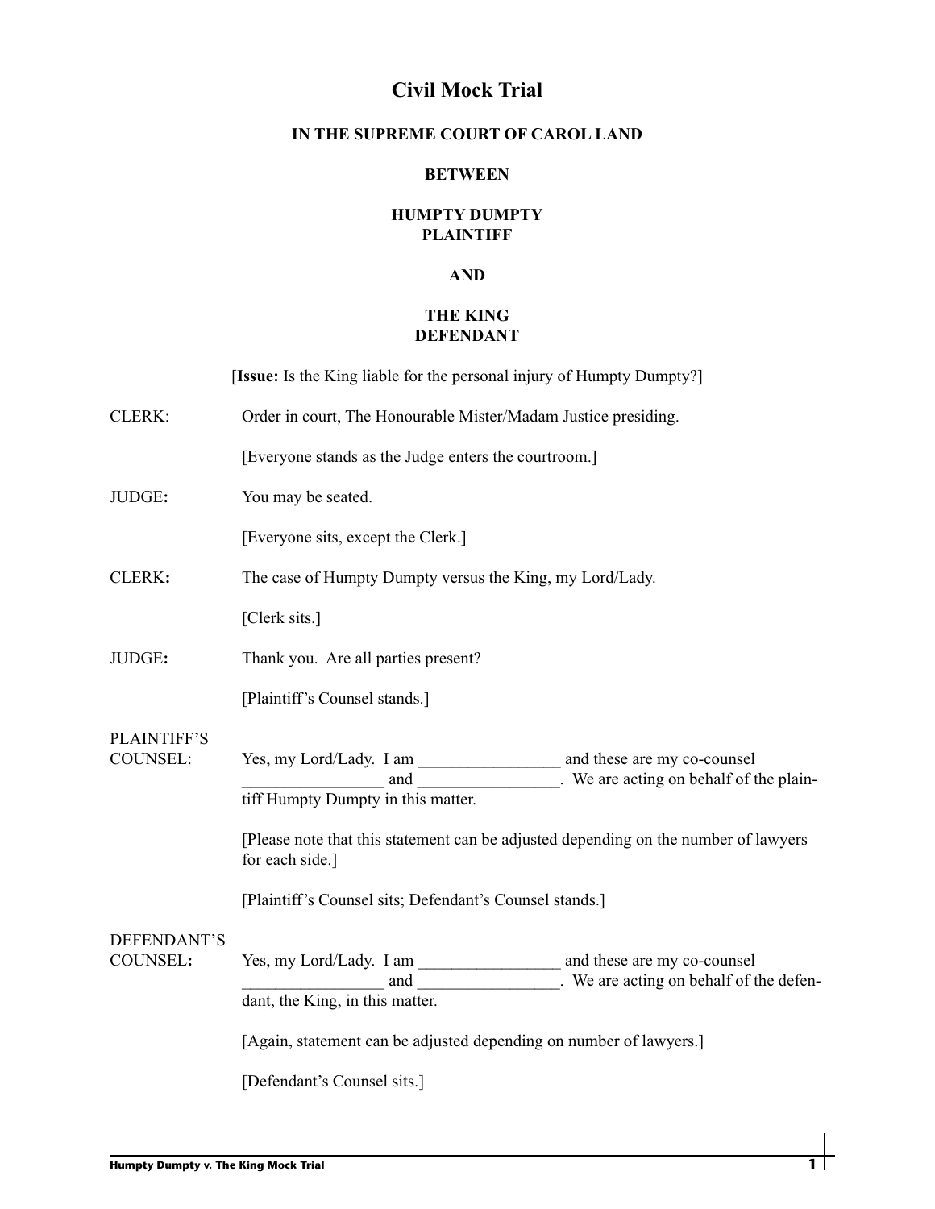# Civil Mock Trial

**IN THE SUPREME COURT OF CAROL LAND**

**BETWEEN**

**HUMPTY DUMPTY**
**PLAINTIFF**

**AND**

**THE KING**
**DEFENDANT**

[**Issue:** Is the King liable for the personal injury of Humpty Dumpty?]

CLERK: Order in court, The Honourable Mister/Madam Justice presiding.

[Everyone stands as the Judge enters the courtroom.]

JUDGE**:** You may be seated.

[Everyone sits, except the Clerk.]

CLERK**:** The case of Humpty Dumpty versus the King, my Lord/Lady.

[Clerk sits.]

JUDGE**:** Thank you. Are all parties present?

[Plaintiff's Counsel stands.]

PLAINTIFF'S COUNSEL: Yes, my Lord/Lady. I am _________________ and these are my co-counsel _________________ and _________________. We are acting on behalf of the plaintiff Humpty Dumpty in this matter.

[Please note that this statement can be adjusted depending on the number of lawyers for each side.]

[Plaintiff's Counsel sits; Defendant's Counsel stands.]

DEFENDANT'S COUNSEL**:** Yes, my Lord/Lady. I am _________________ and these are my co-counsel _________________ and _________________. We are acting on behalf of the defendant, the King, in this matter.

[Again, statement can be adjusted depending on number of lawyers.]

[Defendant's Counsel sits.]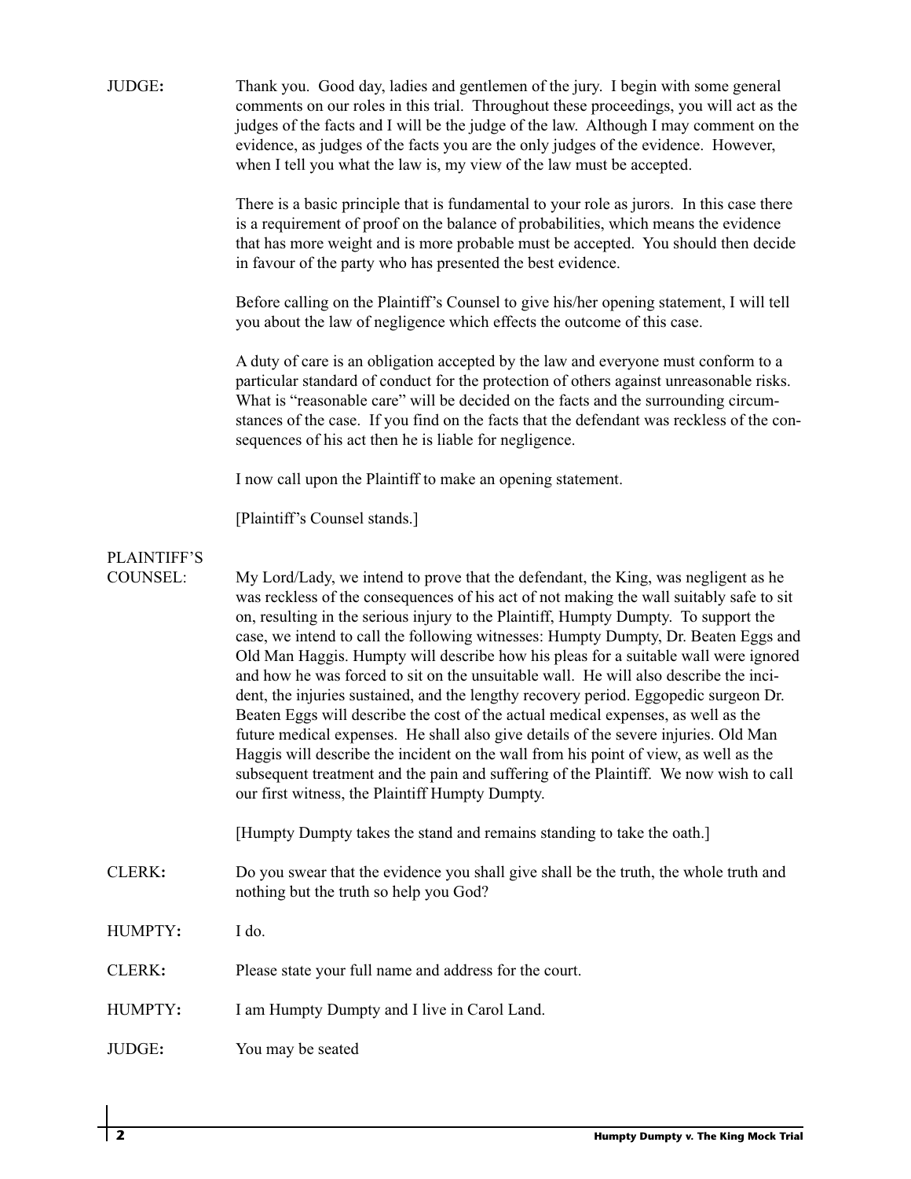**JUDGE:** Thank you. Good day, ladies and gentlemen of the jury. I begin with some general comments on our roles in this trial. Throughout these proceedings, you will act as the judges of the facts and I will be the judge of the law. Although I may comment on the evidence, as judges of the facts you are the only judges of the evidence. However, when I tell you what the law is, my view of the law must be accepted.

There is a basic principle that is fundamental to your role as jurors. In this case there is a requirement of proof on the balance of probabilities, which means the evidence that has more weight and is more probable must be accepted. You should then decide in favour of the party who has presented the best evidence.

Before calling on the Plaintiff's Counsel to give his/her opening statement, I will tell you about the law of negligence which effects the outcome of this case.

A duty of care is an obligation accepted by the law and everyone must conform to a particular standard of conduct for the protection of others against unreasonable risks. What is "reasonable care" will be decided on the facts and the surrounding circumstances of the case. If you find on the facts that the defendant was reckless of the consequences of his act then he is liable for negligence.

I now call upon the Plaintiff to make an opening statement.

[Plaintiff's Counsel stands.]

**PLAINTIFF'S COUNSEL:** My Lord/Lady, we intend to prove that the defendant, the King, was negligent as he was reckless of the consequences of his act of not making the wall suitably safe to sit on, resulting in the serious injury to the Plaintiff, Humpty Dumpty. To support the case, we intend to call the following witnesses: Humpty Dumpty, Dr. Beaten Eggs and Old Man Haggis. Humpty will describe how his pleas for a suitable wall were ignored and how he was forced to sit on the unsuitable wall. He will also describe the incident, the injuries sustained, and the lengthy recovery period. Eggopedic surgeon Dr. Beaten Eggs will describe the cost of the actual medical expenses, as well as the future medical expenses. He shall also give details of the severe injuries. Old Man Haggis will describe the incident on the wall from his point of view, as well as the subsequent treatment and the pain and suffering of the Plaintiff. We now wish to call our first witness, the Plaintiff Humpty Dumpty.

[Humpty Dumpty takes the stand and remains standing to take the oath.]

**CLERK:** Do you swear that the evidence you shall give shall be the truth, the whole truth and nothing but the truth so help you God?

**HUMPTY:** I do.

**CLERK:** Please state your full name and address for the court.

**HUMPTY:** I am Humpty Dumpty and I live in Carol Land.

**JUDGE:** You may be seated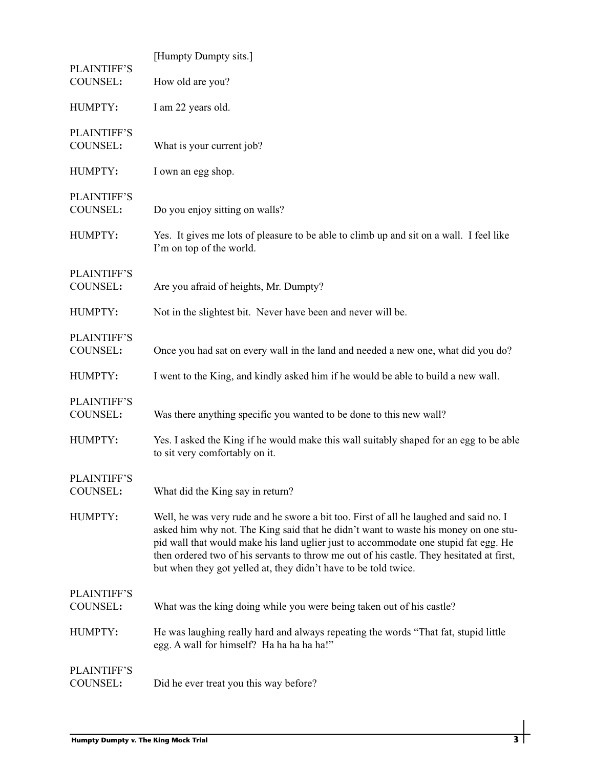[Humpty Dumpty sits.]

**PLAINTIFF'S COUNSEL:** How old are you?

**HUMPTY:** I am 22 years old.

**PLAINTIFF'S COUNSEL:** What is your current job?

**HUMPTY:** I own an egg shop.

**PLAINTIFF'S COUNSEL:** Do you enjoy sitting on walls?

**HUMPTY:** Yes. It gives me lots of pleasure to be able to climb up and sit on a wall. I feel like I'm on top of the world.

**PLAINTIFF'S COUNSEL:** Are you afraid of heights, Mr. Dumpty?

**HUMPTY:** Not in the slightest bit. Never have been and never will be.

**PLAINTIFF'S COUNSEL:** Once you had sat on every wall in the land and needed a new one, what did you do?

**HUMPTY:** I went to the King, and kindly asked him if he would be able to build a new wall.

**PLAINTIFF'S COUNSEL:** Was there anything specific you wanted to be done to this new wall?

**HUMPTY:** Yes. I asked the King if he would make this wall suitably shaped for an egg to be able to sit very comfortably on it.

**PLAINTIFF'S COUNSEL:** What did the King say in return?

**HUMPTY:** Well, he was very rude and he swore a bit too. First of all he laughed and said no. I asked him why not. The King said that he didn't want to waste his money on one stupid wall that would make his land uglier just to accommodate one stupid fat egg. He then ordered two of his servants to throw me out of his castle. They hesitated at first, but when they got yelled at, they didn't have to be told twice.

**PLAINTIFF'S COUNSEL:** What was the king doing while you were being taken out of his castle?

**HUMPTY:** He was laughing really hard and always repeating the words "That fat, stupid little egg. A wall for himself? Ha ha ha ha ha!"

**PLAINTIFF'S COUNSEL:** Did he ever treat you this way before?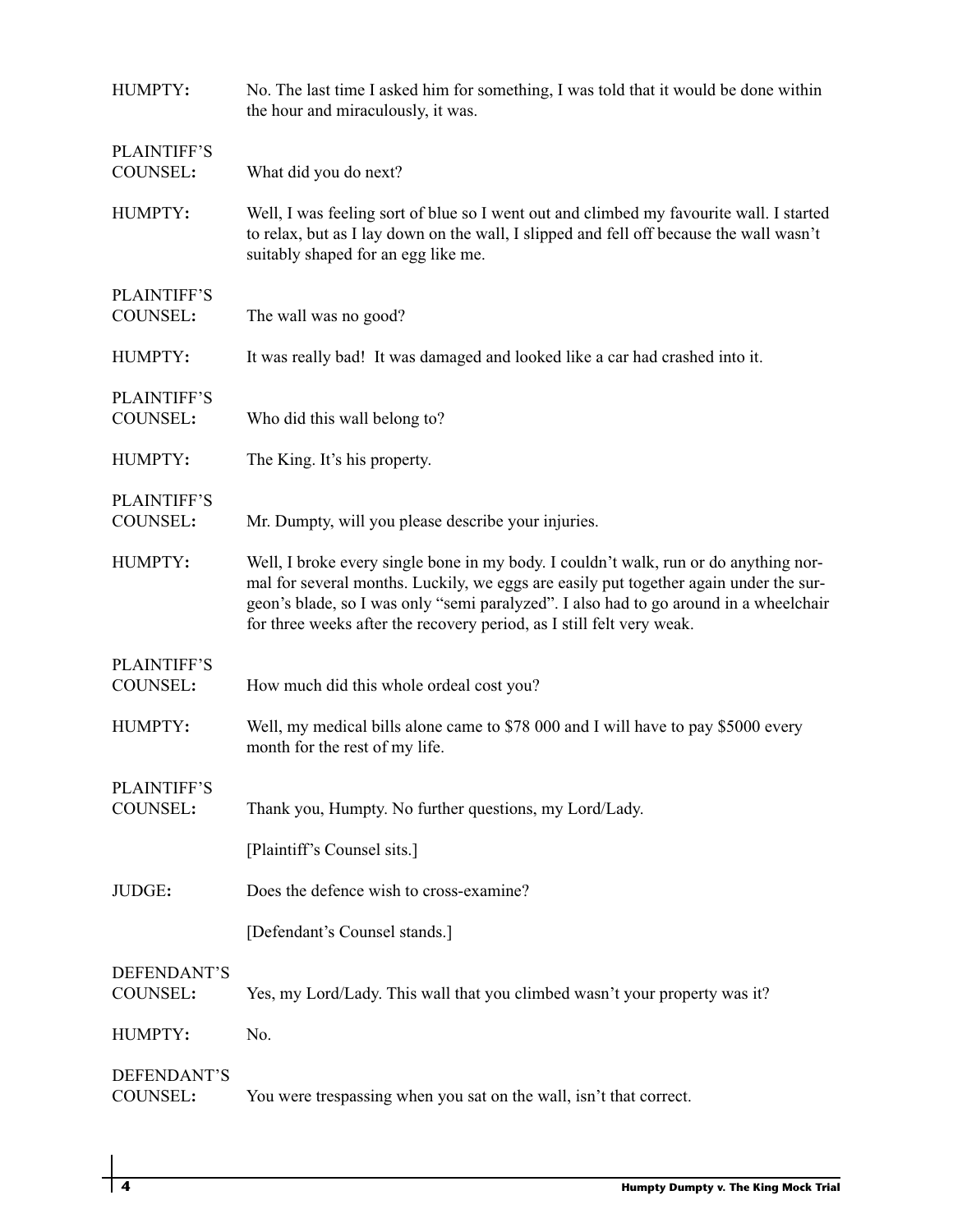**HUMPTY:** No. The last time I asked him for something, I was told that it would be done within the hour and miraculously, it was.

**PLAINTIFF'S COUNSEL:** What did you do next?

**HUMPTY:** Well, I was feeling sort of blue so I went out and climbed my favourite wall. I started to relax, but as I lay down on the wall, I slipped and fell off because the wall wasn't suitably shaped for an egg like me.

**PLAINTIFF'S COUNSEL:** The wall was no good?

**HUMPTY:** It was really bad! It was damaged and looked like a car had crashed into it.

**PLAINTIFF'S COUNSEL:** Who did this wall belong to?

**HUMPTY:** The King. It's his property.

**PLAINTIFF'S COUNSEL:** Mr. Dumpty, will you please describe your injuries.

**HUMPTY:** Well, I broke every single bone in my body. I couldn't walk, run or do anything normal for several months. Luckily, we eggs are easily put together again under the surgeon's blade, so I was only "semi paralyzed". I also had to go around in a wheelchair for three weeks after the recovery period, as I still felt very weak.

**PLAINTIFF'S COUNSEL:** How much did this whole ordeal cost you?

**HUMPTY:** Well, my medical bills alone came to $78 000 and I will have to pay $5000 every month for the rest of my life.

**PLAINTIFF'S COUNSEL:** Thank you, Humpty. No further questions, my Lord/Lady.

[Plaintiff's Counsel sits.]

**JUDGE:** Does the defence wish to cross-examine?

[Defendant's Counsel stands.]

**DEFENDANT'S COUNSEL:** Yes, my Lord/Lady. This wall that you climbed wasn't your property was it?

**HUMPTY:** No.

**DEFENDANT'S COUNSEL:** You were trespassing when you sat on the wall, isn't that correct.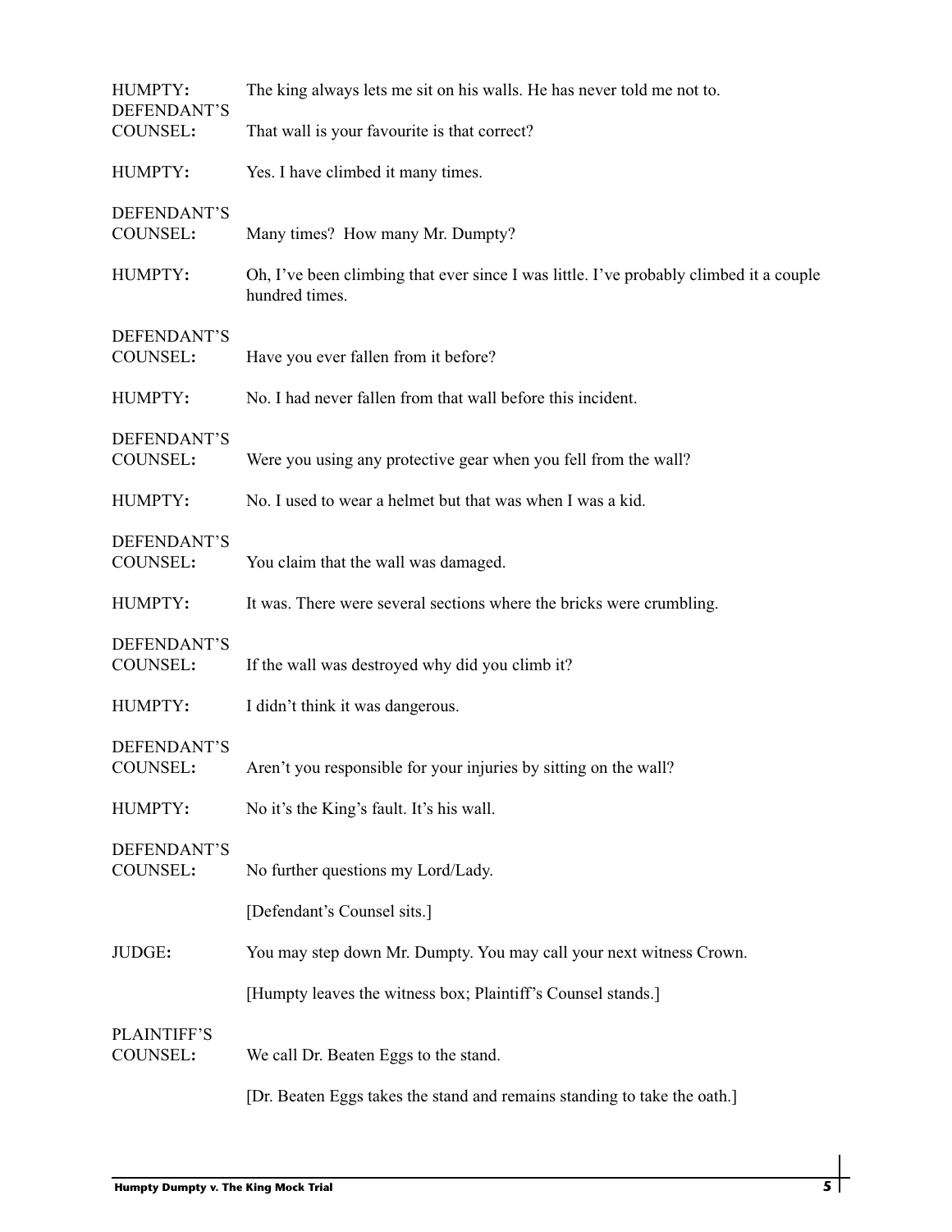**HUMPTY:** The king always lets me sit on his walls. He has never told me not to.

**DEFENDANT'S COUNSEL:** That wall is your favourite is that correct?

**HUMPTY:** Yes. I have climbed it many times.

**DEFENDANT'S COUNSEL:** Many times? How many Mr. Dumpty?

**HUMPTY:** Oh, I've been climbing that ever since I was little. I've probably climbed it a couple hundred times.

**DEFENDANT'S COUNSEL:** Have you ever fallen from it before?

**HUMPTY:** No. I had never fallen from that wall before this incident.

**DEFENDANT'S COUNSEL:** Were you using any protective gear when you fell from the wall?

**HUMPTY:** No. I used to wear a helmet but that was when I was a kid.

**DEFENDANT'S COUNSEL:** You claim that the wall was damaged.

**HUMPTY:** It was. There were several sections where the bricks were crumbling.

**DEFENDANT'S COUNSEL:** If the wall was destroyed why did you climb it?

**HUMPTY:** I didn't think it was dangerous.

**DEFENDANT'S COUNSEL:** Aren't you responsible for your injuries by sitting on the wall?

**HUMPTY:** No it's the King's fault. It's his wall.

**DEFENDANT'S COUNSEL:** No further questions my Lord/Lady.

[Defendant's Counsel sits.]

**JUDGE:** You may step down Mr. Dumpty. You may call your next witness Crown.

[Humpty leaves the witness box; Plaintiff's Counsel stands.]

**PLAINTIFF'S COUNSEL:** We call Dr. Beaten Eggs to the stand.

[Dr. Beaten Eggs takes the stand and remains standing to take the oath.]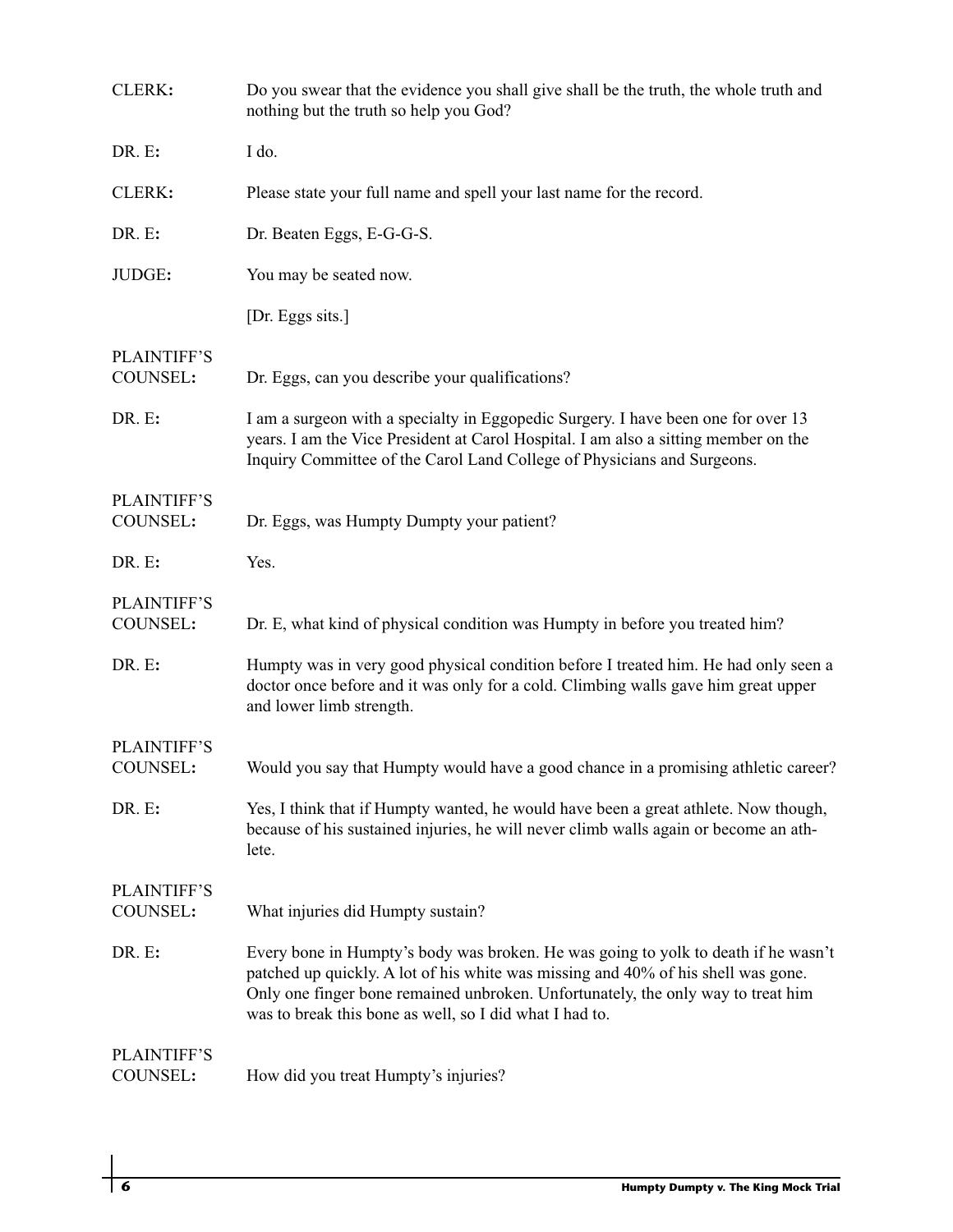**CLERK:** Do you swear that the evidence you shall give shall be the truth, the whole truth and nothing but the truth so help you God?

**DR. E:** I do.

**CLERK:** Please state your full name and spell your last name for the record.

**DR. E:** Dr. Beaten Eggs, E-G-G-S.

**JUDGE:** You may be seated now.

[Dr. Eggs sits.]

**PLAINTIFF'S COUNSEL:** Dr. Eggs, can you describe your qualifications?

**DR. E:** I am a surgeon with a specialty in Eggopedic Surgery. I have been one for over 13 years. I am the Vice President at Carol Hospital. I am also a sitting member on the Inquiry Committee of the Carol Land College of Physicians and Surgeons.

**PLAINTIFF'S COUNSEL:** Dr. Eggs, was Humpty Dumpty your patient?

**DR. E:** Yes.

**PLAINTIFF'S COUNSEL:** Dr. E, what kind of physical condition was Humpty in before you treated him?

**DR. E:** Humpty was in very good physical condition before I treated him. He had only seen a doctor once before and it was only for a cold. Climbing walls gave him great upper and lower limb strength.

**PLAINTIFF'S COUNSEL:** Would you say that Humpty would have a good chance in a promising athletic career?

**DR. E:** Yes, I think that if Humpty wanted, he would have been a great athlete. Now though, because of his sustained injuries, he will never climb walls again or become an athlete.

**PLAINTIFF'S COUNSEL:** What injuries did Humpty sustain?

**DR. E:** Every bone in Humpty's body was broken. He was going to yolk to death if he wasn't patched up quickly. A lot of his white was missing and 40% of his shell was gone. Only one finger bone remained unbroken. Unfortunately, the only way to treat him was to break this bone as well, so I did what I had to.

**PLAINTIFF'S COUNSEL:** How did you treat Humpty's injuries?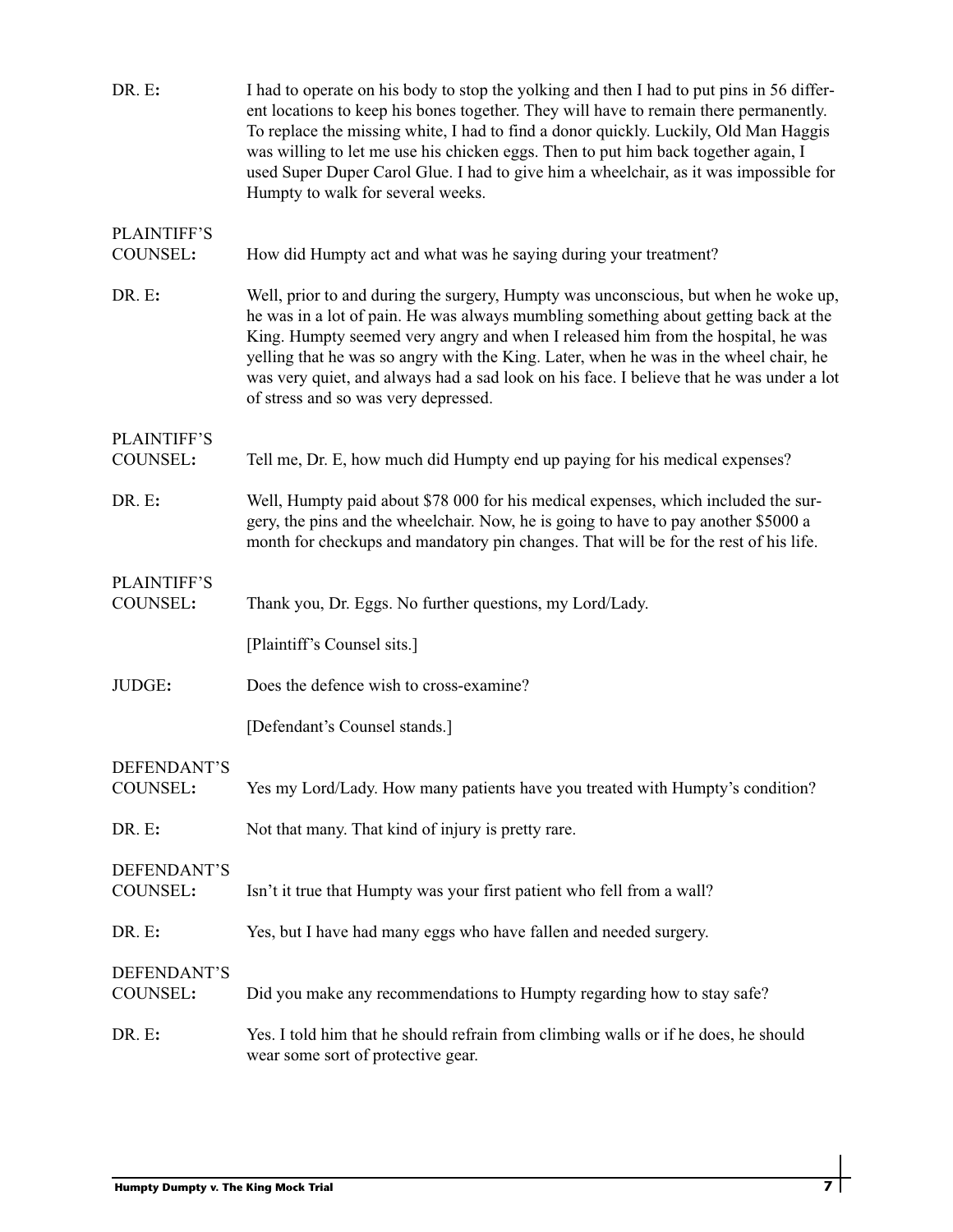**DR. E:** I had to operate on his body to stop the yolking and then I had to put pins in 56 different locations to keep his bones together. They will have to remain there permanently. To replace the missing white, I had to find a donor quickly. Luckily, Old Man Haggis was willing to let me use his chicken eggs. Then to put him back together again, I used Super Duper Carol Glue. I had to give him a wheelchair, as it was impossible for Humpty to walk for several weeks.

**PLAINTIFF'S COUNSEL:** How did Humpty act and what was he saying during your treatment?

**DR. E:** Well, prior to and during the surgery, Humpty was unconscious, but when he woke up, he was in a lot of pain. He was always mumbling something about getting back at the King. Humpty seemed very angry and when I released him from the hospital, he was yelling that he was so angry with the King. Later, when he was in the wheel chair, he was very quiet, and always had a sad look on his face. I believe that he was under a lot of stress and so was very depressed.

**PLAINTIFF'S COUNSEL:** Tell me, Dr. E, how much did Humpty end up paying for his medical expenses?

**DR. E:** Well, Humpty paid about $78 000 for his medical expenses, which included the surgery, the pins and the wheelchair. Now, he is going to have to pay another $5000 a month for checkups and mandatory pin changes. That will be for the rest of his life.

**PLAINTIFF'S COUNSEL:** Thank you, Dr. Eggs. No further questions, my Lord/Lady.

[Plaintiff's Counsel sits.]

**JUDGE:** Does the defence wish to cross-examine?

[Defendant's Counsel stands.]

**DEFENDANT'S COUNSEL:** Yes my Lord/Lady. How many patients have you treated with Humpty's condition?

**DR. E:** Not that many. That kind of injury is pretty rare.

**DEFENDANT'S COUNSEL:** Isn't it true that Humpty was your first patient who fell from a wall?

**DR. E:** Yes, but I have had many eggs who have fallen and needed surgery.

**DEFENDANT'S COUNSEL:** Did you make any recommendations to Humpty regarding how to stay safe?

**DR. E:** Yes. I told him that he should refrain from climbing walls or if he does, he should wear some sort of protective gear.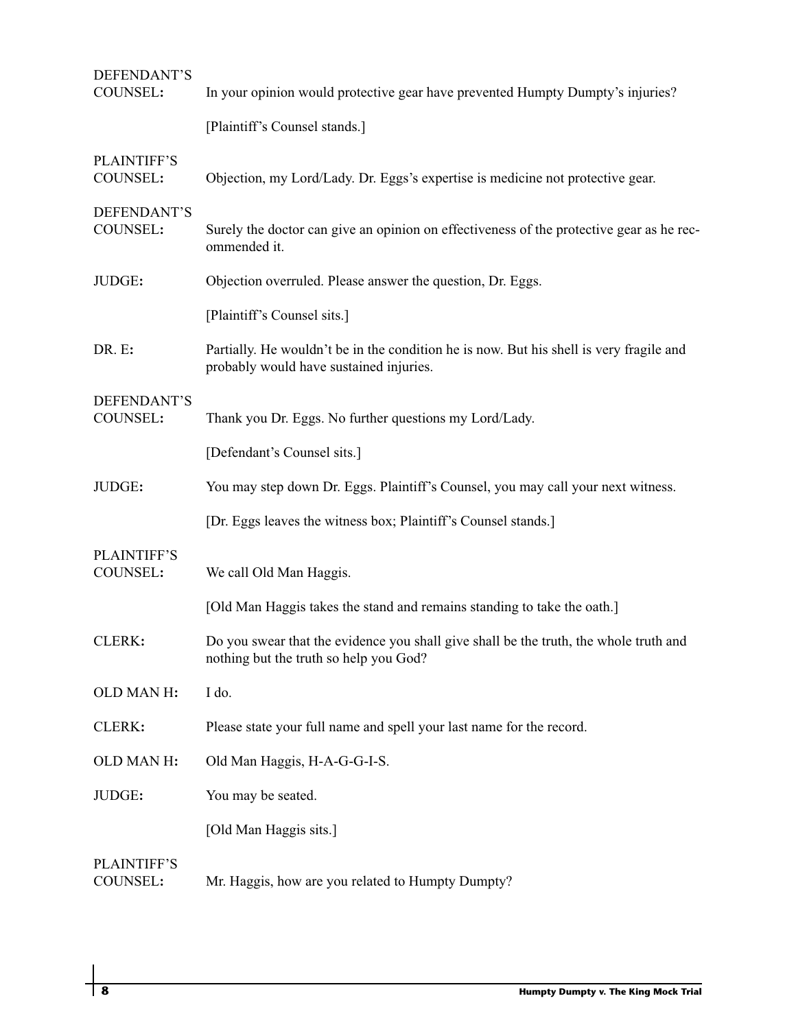**DEFENDANT'S COUNSEL:** In your opinion would protective gear have prevented Humpty Dumpty's injuries?

[Plaintiff's Counsel stands.]

**PLAINTIFF'S COUNSEL:** Objection, my Lord/Lady. Dr. Eggs's expertise is medicine not protective gear.

**DEFENDANT'S COUNSEL:** Surely the doctor can give an opinion on effectiveness of the protective gear as he recommended it.

**JUDGE:** Objection overruled. Please answer the question, Dr. Eggs.

[Plaintiff's Counsel sits.]

**DR. E:** Partially. He wouldn't be in the condition he is now. But his shell is very fragile and probably would have sustained injuries.

**DEFENDANT'S COUNSEL:** Thank you Dr. Eggs. No further questions my Lord/Lady.

[Defendant's Counsel sits.]

**JUDGE:** You may step down Dr. Eggs. Plaintiff's Counsel, you may call your next witness.

[Dr. Eggs leaves the witness box; Plaintiff's Counsel stands.]

**PLAINTIFF'S COUNSEL:** We call Old Man Haggis.

[Old Man Haggis takes the stand and remains standing to take the oath.]

**CLERK:** Do you swear that the evidence you shall give shall be the truth, the whole truth and nothing but the truth so help you God?

**OLD MAN H:** I do.

**CLERK:** Please state your full name and spell your last name for the record.

**OLD MAN H:** Old Man Haggis, H-A-G-G-I-S.

**JUDGE:** You may be seated.

[Old Man Haggis sits.]

**PLAINTIFF'S COUNSEL:** Mr. Haggis, how are you related to Humpty Dumpty?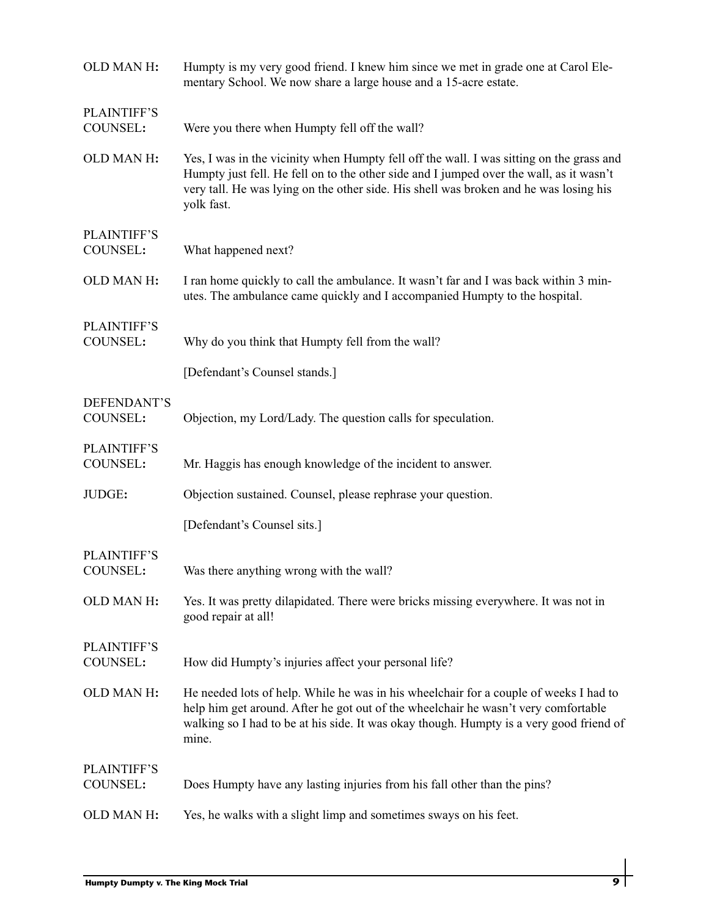**OLD MAN H:** Humpty is my very good friend. I knew him since we met in grade one at Carol Elementary School. We now share a large house and a 15-acre estate.

**PLAINTIFF'S COUNSEL:** Were you there when Humpty fell off the wall?

**OLD MAN H:** Yes, I was in the vicinity when Humpty fell off the wall. I was sitting on the grass and Humpty just fell. He fell on to the other side and I jumped over the wall, as it wasn't very tall. He was lying on the other side. His shell was broken and he was losing his yolk fast.

**PLAINTIFF'S COUNSEL:** What happened next?

**OLD MAN H:** I ran home quickly to call the ambulance. It wasn't far and I was back within 3 minutes. The ambulance came quickly and I accompanied Humpty to the hospital.

**PLAINTIFF'S COUNSEL:** Why do you think that Humpty fell from the wall?

[Defendant's Counsel stands.]

**DEFENDANT'S COUNSEL:** Objection, my Lord/Lady. The question calls for speculation.

**PLAINTIFF'S COUNSEL:** Mr. Haggis has enough knowledge of the incident to answer.

**JUDGE:** Objection sustained. Counsel, please rephrase your question.

[Defendant's Counsel sits.]

**PLAINTIFF'S COUNSEL:** Was there anything wrong with the wall?

**OLD MAN H:** Yes. It was pretty dilapidated. There were bricks missing everywhere. It was not in good repair at all!

**PLAINTIFF'S COUNSEL:** How did Humpty's injuries affect your personal life?

**OLD MAN H:** He needed lots of help. While he was in his wheelchair for a couple of weeks I had to help him get around. After he got out of the wheelchair he wasn't very comfortable walking so I had to be at his side. It was okay though. Humpty is a very good friend of mine.

**PLAINTIFF'S COUNSEL:** Does Humpty have any lasting injuries from his fall other than the pins?

**OLD MAN H:** Yes, he walks with a slight limp and sometimes sways on his feet.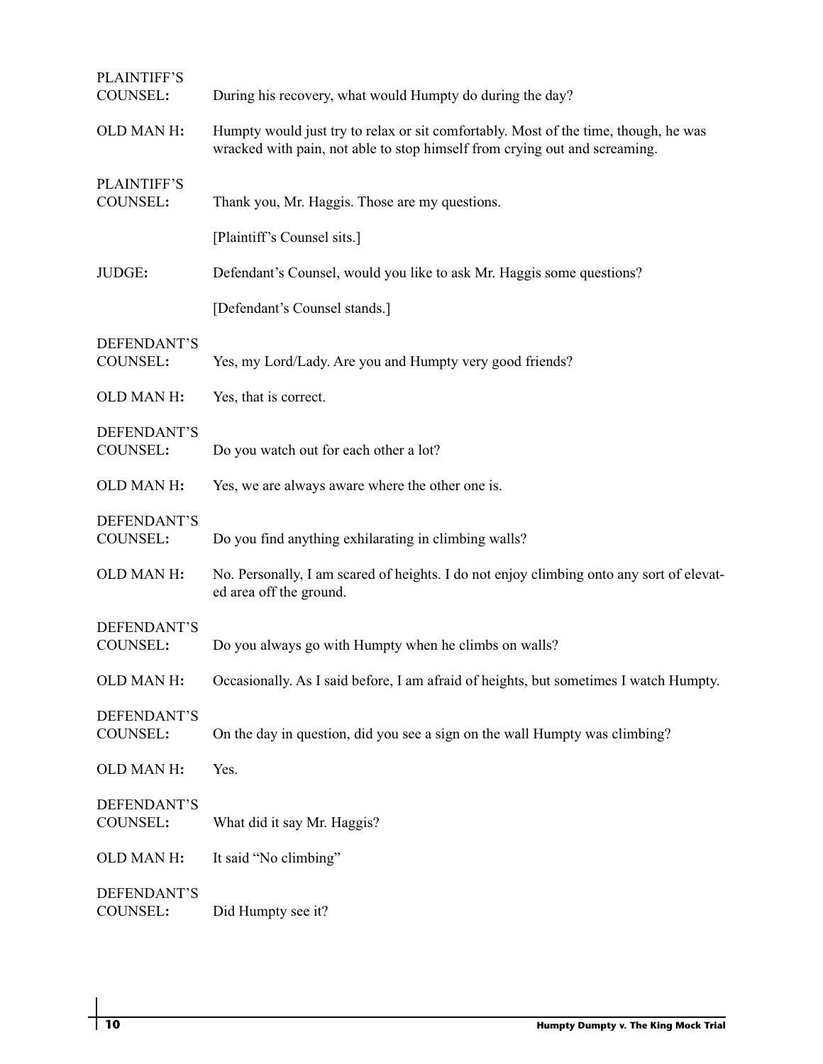**PLAINTIFF'S COUNSEL:** During his recovery, what would Humpty do during the day?

**OLD MAN H:** Humpty would just try to relax or sit comfortably. Most of the time, though, he was wracked with pain, not able to stop himself from crying out and screaming.

**PLAINTIFF'S COUNSEL:** Thank you, Mr. Haggis. Those are my questions.

[Plaintiff's Counsel sits.]

**JUDGE:** Defendant's Counsel, would you like to ask Mr. Haggis some questions?

[Defendant's Counsel stands.]

**DEFENDANT'S COUNSEL:** Yes, my Lord/Lady. Are you and Humpty very good friends?

**OLD MAN H:** Yes, that is correct.

**DEFENDANT'S COUNSEL:** Do you watch out for each other a lot?

**OLD MAN H:** Yes, we are always aware where the other one is.

**DEFENDANT'S COUNSEL:** Do you find anything exhilarating in climbing walls?

**OLD MAN H:** No. Personally, I am scared of heights. I do not enjoy climbing onto any sort of elevated area off the ground.

**DEFENDANT'S COUNSEL:** Do you always go with Humpty when he climbs on walls?

**OLD MAN H:** Occasionally. As I said before, I am afraid of heights, but sometimes I watch Humpty.

**DEFENDANT'S COUNSEL:** On the day in question, did you see a sign on the wall Humpty was climbing?

**OLD MAN H:** Yes.

**DEFENDANT'S COUNSEL:** What did it say Mr. Haggis?

**OLD MAN H:** It said "No climbing"

**DEFENDANT'S COUNSEL:** Did Humpty see it?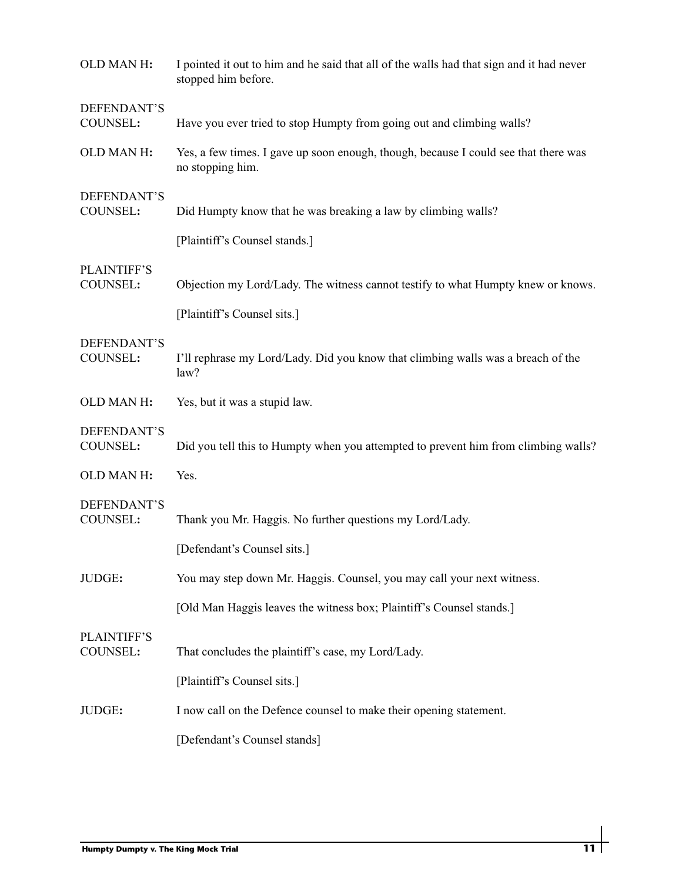**OLD MAN H:** I pointed it out to him and he said that all of the walls had that sign and it had never stopped him before.

**DEFENDANT'S COUNSEL:** Have you ever tried to stop Humpty from going out and climbing walls?

**OLD MAN H:** Yes, a few times. I gave up soon enough, though, because I could see that there was no stopping him.

**DEFENDANT'S COUNSEL:** Did Humpty know that he was breaking a law by climbing walls?

[Plaintiff's Counsel stands.]

**PLAINTIFF'S COUNSEL:** Objection my Lord/Lady. The witness cannot testify to what Humpty knew or knows.

[Plaintiff's Counsel sits.]

**DEFENDANT'S COUNSEL:** I'll rephrase my Lord/Lady. Did you know that climbing walls was a breach of the law?

**OLD MAN H:** Yes, but it was a stupid law.

**DEFENDANT'S COUNSEL:** Did you tell this to Humpty when you attempted to prevent him from climbing walls?

**OLD MAN H:** Yes.

**DEFENDANT'S COUNSEL:** Thank you Mr. Haggis. No further questions my Lord/Lady.

[Defendant's Counsel sits.]

**JUDGE:** You may step down Mr. Haggis. Counsel, you may call your next witness.

[Old Man Haggis leaves the witness box; Plaintiff's Counsel stands.]

**PLAINTIFF'S COUNSEL:** That concludes the plaintiff's case, my Lord/Lady.

[Plaintiff's Counsel sits.]

**JUDGE:** I now call on the Defence counsel to make their opening statement.

[Defendant's Counsel stands]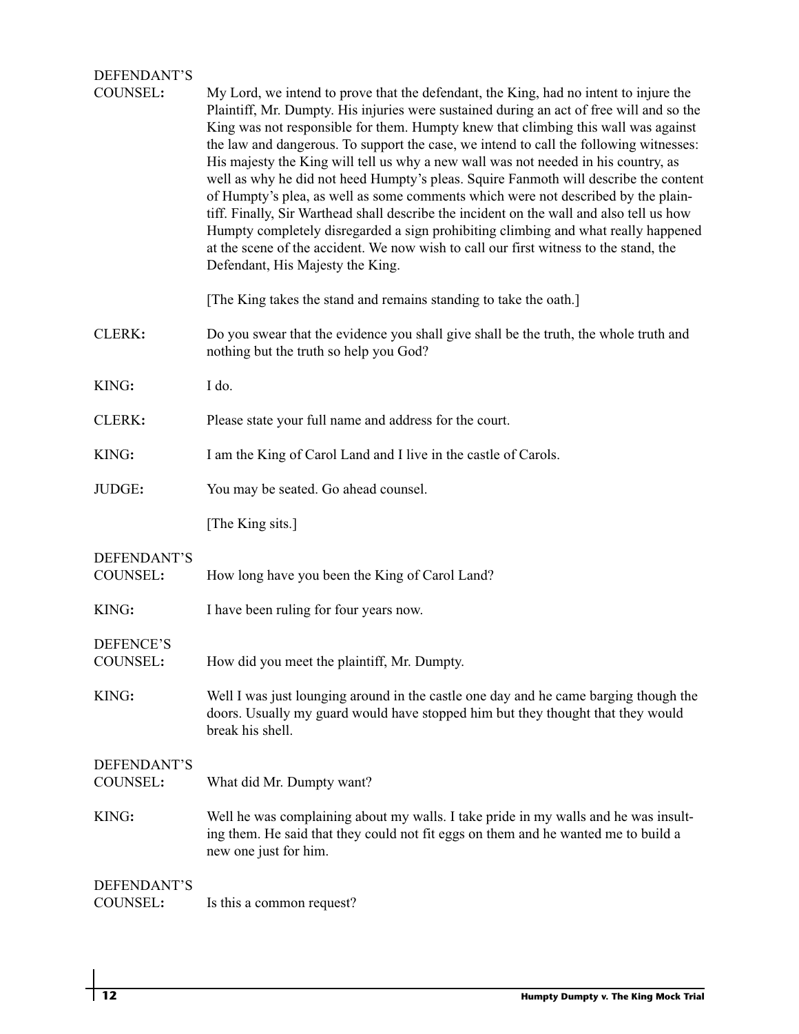**DEFENDANT'S COUNSEL:** My Lord, we intend to prove that the defendant, the King, had no intent to injure the Plaintiff, Mr. Dumpty. His injuries were sustained during an act of free will and so the King was not responsible for them. Humpty knew that climbing this wall was against the law and dangerous. To support the case, we intend to call the following witnesses: His majesty the King will tell us why a new wall was not needed in his country, as well as why he did not heed Humpty's pleas. Squire Fanmoth will describe the content of Humpty's plea, as well as some comments which were not described by the plaintiff. Finally, Sir Warthead shall describe the incident on the wall and also tell us how Humpty completely disregarded a sign prohibiting climbing and what really happened at the scene of the accident. We now wish to call our first witness to the stand, the Defendant, His Majesty the King.

[The King takes the stand and remains standing to take the oath.]

**CLERK:** Do you swear that the evidence you shall give shall be the truth, the whole truth and nothing but the truth so help you God?

**KING:** I do.

**CLERK:** Please state your full name and address for the court.

**KING:** I am the King of Carol Land and I live in the castle of Carols.

**JUDGE:** You may be seated. Go ahead counsel.

[The King sits.]

**DEFENDANT'S COUNSEL:** How long have you been the King of Carol Land?

**KING:** I have been ruling for four years now.

**DEFENCE'S COUNSEL:** How did you meet the plaintiff, Mr. Dumpty.

**KING:** Well I was just lounging around in the castle one day and he came barging though the doors. Usually my guard would have stopped him but they thought that they would break his shell.

**DEFENDANT'S COUNSEL:** What did Mr. Dumpty want?

**KING:** Well he was complaining about my walls. I take pride in my walls and he was insulting them. He said that they could not fit eggs on them and he wanted me to build a new one just for him.

**DEFENDANT'S COUNSEL:** Is this a common request?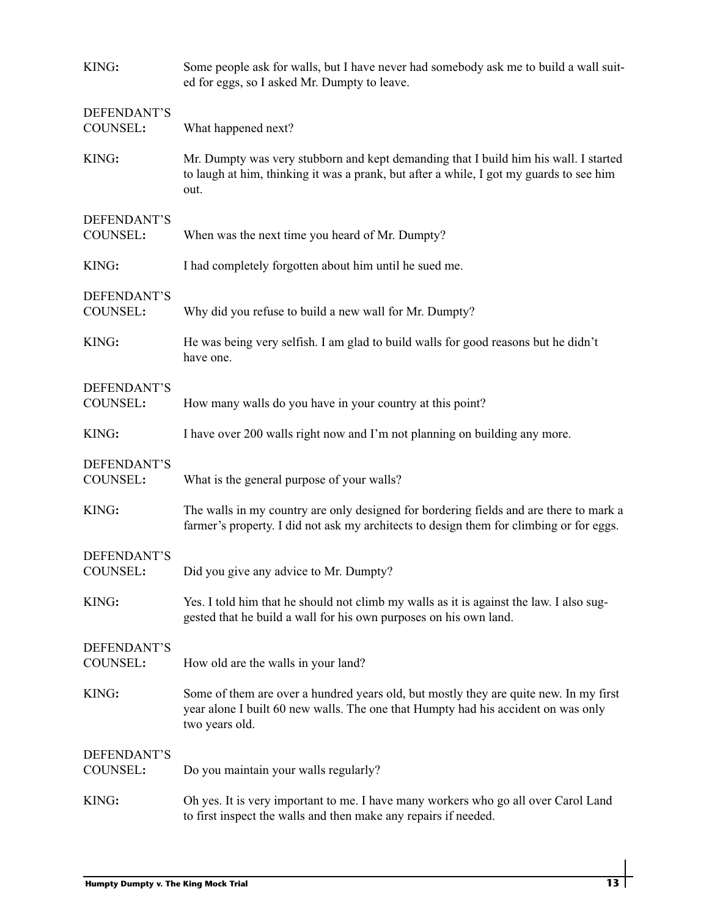**KING:** Some people ask for walls, but I have never had somebody ask me to build a wall suited for eggs, so I asked Mr. Dumpty to leave.

**DEFENDANT'S COUNSEL:** What happened next?

**KING:** Mr. Dumpty was very stubborn and kept demanding that I build him his wall. I started to laugh at him, thinking it was a prank, but after a while, I got my guards to see him out.

**DEFENDANT'S COUNSEL:** When was the next time you heard of Mr. Dumpty?

**KING:** I had completely forgotten about him until he sued me.

**DEFENDANT'S COUNSEL:** Why did you refuse to build a new wall for Mr. Dumpty?

**KING:** He was being very selfish. I am glad to build walls for good reasons but he didn't have one.

**DEFENDANT'S COUNSEL:** How many walls do you have in your country at this point?

**KING:** I have over 200 walls right now and I'm not planning on building any more.

**DEFENDANT'S COUNSEL:** What is the general purpose of your walls?

**KING:** The walls in my country are only designed for bordering fields and are there to mark a farmer's property. I did not ask my architects to design them for climbing or for eggs.

**DEFENDANT'S COUNSEL:** Did you give any advice to Mr. Dumpty?

**KING:** Yes. I told him that he should not climb my walls as it is against the law. I also suggested that he build a wall for his own purposes on his own land.

**DEFENDANT'S COUNSEL:** How old are the walls in your land?

**KING:** Some of them are over a hundred years old, but mostly they are quite new. In my first year alone I built 60 new walls. The one that Humpty had his accident on was only two years old.

**DEFENDANT'S COUNSEL:** Do you maintain your walls regularly?

**KING:** Oh yes. It is very important to me. I have many workers who go all over Carol Land to first inspect the walls and then make any repairs if needed.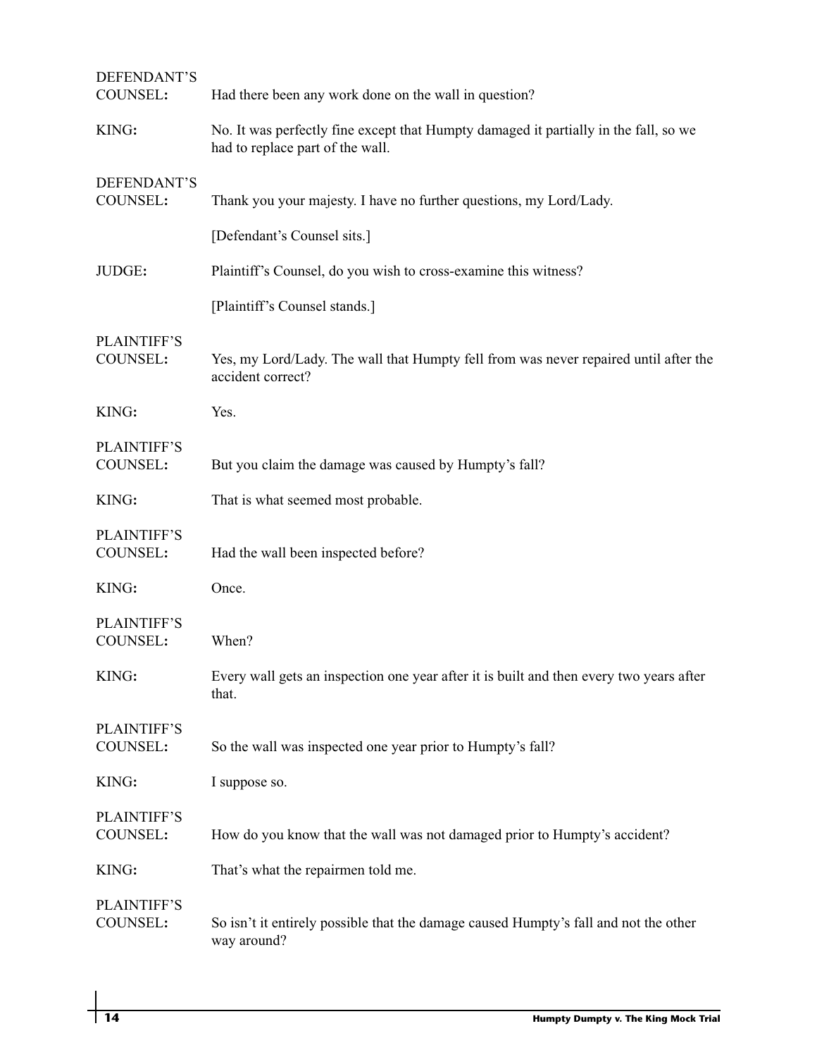**DEFENDANT'S COUNSEL:** Had there been any work done on the wall in question?

**KING:** No. It was perfectly fine except that Humpty damaged it partially in the fall, so we had to replace part of the wall.

**DEFENDANT'S COUNSEL:** Thank you your majesty. I have no further questions, my Lord/Lady.

[Defendant's Counsel sits.]

**JUDGE:** Plaintiff's Counsel, do you wish to cross-examine this witness?

[Plaintiff's Counsel stands.]

**PLAINTIFF'S COUNSEL:** Yes, my Lord/Lady. The wall that Humpty fell from was never repaired until after the accident correct?

**KING:** Yes.

**PLAINTIFF'S COUNSEL:** But you claim the damage was caused by Humpty's fall?

**KING:** That is what seemed most probable.

**PLAINTIFF'S COUNSEL:** Had the wall been inspected before?

**KING:** Once.

**PLAINTIFF'S COUNSEL:** When?

**KING:** Every wall gets an inspection one year after it is built and then every two years after that.

**PLAINTIFF'S COUNSEL:** So the wall was inspected one year prior to Humpty's fall?

**KING:** I suppose so.

**PLAINTIFF'S COUNSEL:** How do you know that the wall was not damaged prior to Humpty's accident?

**KING:** That's what the repairmen told me.

**PLAINTIFF'S COUNSEL:** So isn't it entirely possible that the damage caused Humpty's fall and not the other way around?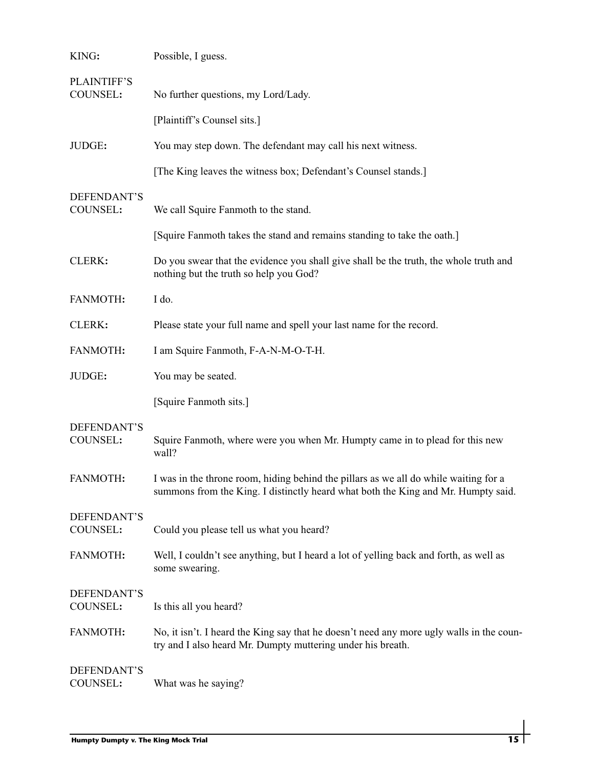KING: Possible, I guess.

PLAINTIFF'S COUNSEL: No further questions, my Lord/Lady.

[Plaintiff's Counsel sits.]

JUDGE: You may step down. The defendant may call his next witness.

[The King leaves the witness box; Defendant's Counsel stands.]

DEFENDANT'S COUNSEL: We call Squire Fanmoth to the stand.

[Squire Fanmoth takes the stand and remains standing to take the oath.]

CLERK: Do you swear that the evidence you shall give shall be the truth, the whole truth and nothing but the truth so help you God?

FANMOTH: I do.

CLERK: Please state your full name and spell your last name for the record.

FANMOTH: I am Squire Fanmoth, F-A-N-M-O-T-H.

JUDGE: You may be seated.

[Squire Fanmoth sits.]

DEFENDANT'S COUNSEL: Squire Fanmoth, where were you when Mr. Humpty came in to plead for this new wall?

FANMOTH: I was in the throne room, hiding behind the pillars as we all do while waiting for a summons from the King. I distinctly heard what both the King and Mr. Humpty said.

DEFENDANT'S COUNSEL: Could you please tell us what you heard?

FANMOTH: Well, I couldn't see anything, but I heard a lot of yelling back and forth, as well as some swearing.

DEFENDANT'S COUNSEL: Is this all you heard?

FANMOTH: No, it isn't. I heard the King say that he doesn't need any more ugly walls in the country and I also heard Mr. Dumpty muttering under his breath.

DEFENDANT'S COUNSEL: What was he saying?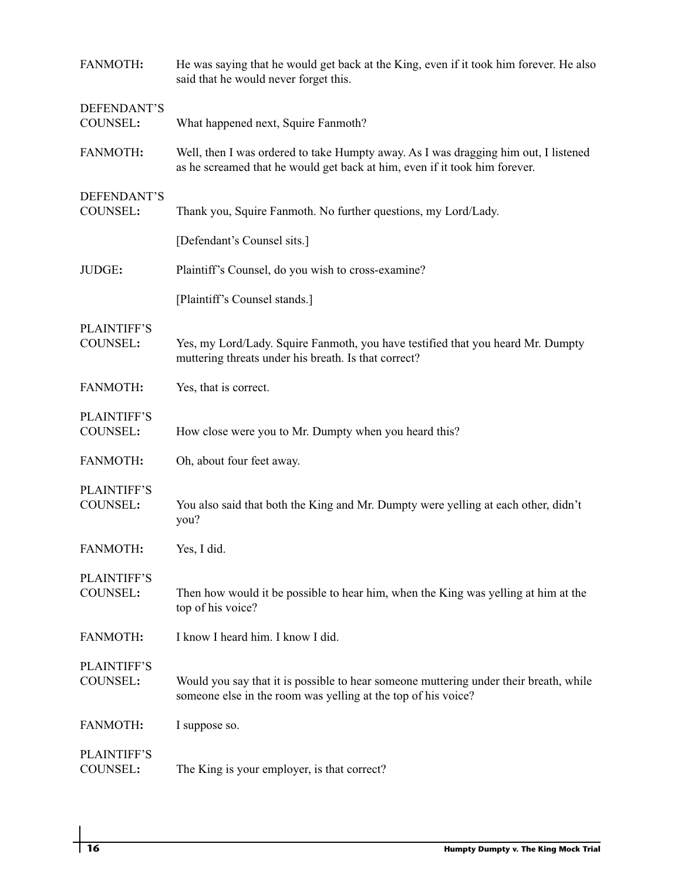**FANMOTH:** He was saying that he would get back at the King, even if it took him forever. He also said that he would never forget this.

**DEFENDANT'S COUNSEL:** What happened next, Squire Fanmoth?

**FANMOTH:** Well, then I was ordered to take Humpty away. As I was dragging him out, I listened as he screamed that he would get back at him, even if it took him forever.

**DEFENDANT'S COUNSEL:** Thank you, Squire Fanmoth. No further questions, my Lord/Lady.

[Defendant's Counsel sits.]

**JUDGE:** Plaintiff's Counsel, do you wish to cross-examine?

[Plaintiff's Counsel stands.]

**PLAINTIFF'S COUNSEL:** Yes, my Lord/Lady. Squire Fanmoth, you have testified that you heard Mr. Dumpty muttering threats under his breath. Is that correct?

**FANMOTH:** Yes, that is correct.

**PLAINTIFF'S COUNSEL:** How close were you to Mr. Dumpty when you heard this?

**FANMOTH:** Oh, about four feet away.

**PLAINTIFF'S COUNSEL:** You also said that both the King and Mr. Dumpty were yelling at each other, didn't you?

**FANMOTH:** Yes, I did.

**PLAINTIFF'S COUNSEL:** Then how would it be possible to hear him, when the King was yelling at him at the top of his voice?

**FANMOTH:** I know I heard him. I know I did.

**PLAINTIFF'S COUNSEL:** Would you say that it is possible to hear someone muttering under their breath, while someone else in the room was yelling at the top of his voice?

**FANMOTH:** I suppose so.

**PLAINTIFF'S COUNSEL:** The King is your employer, is that correct?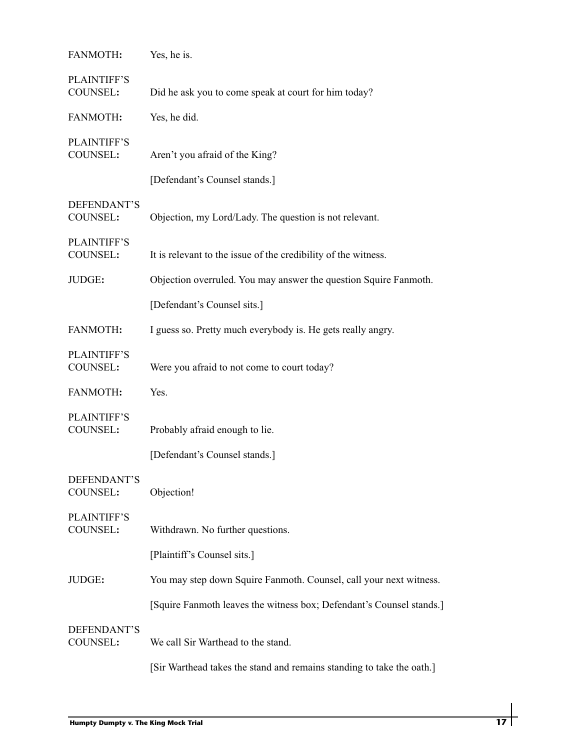**FANMOTH:** Yes, he is.

**PLAINTIFF'S COUNSEL:** Did he ask you to come speak at court for him today?

**FANMOTH:** Yes, he did.

**PLAINTIFF'S COUNSEL:** Aren't you afraid of the King?

[Defendant's Counsel stands.]

**DEFENDANT'S COUNSEL:** Objection, my Lord/Lady. The question is not relevant.

**PLAINTIFF'S COUNSEL:** It is relevant to the issue of the credibility of the witness.

**JUDGE:** Objection overruled. You may answer the question Squire Fanmoth.

[Defendant's Counsel sits.]

**FANMOTH:** I guess so. Pretty much everybody is. He gets really angry.

**PLAINTIFF'S COUNSEL:** Were you afraid to not come to court today?

**FANMOTH:** Yes.

**PLAINTIFF'S COUNSEL:** Probably afraid enough to lie.

[Defendant's Counsel stands.]

**DEFENDANT'S COUNSEL:** Objection!

**PLAINTIFF'S COUNSEL:** Withdrawn. No further questions.

[Plaintiff's Counsel sits.]

**JUDGE:** You may step down Squire Fanmoth. Counsel, call your next witness.

[Squire Fanmoth leaves the witness box; Defendant's Counsel stands.]

**DEFENDANT'S COUNSEL:** We call Sir Warthead to the stand.

[Sir Warthead takes the stand and remains standing to take the oath.]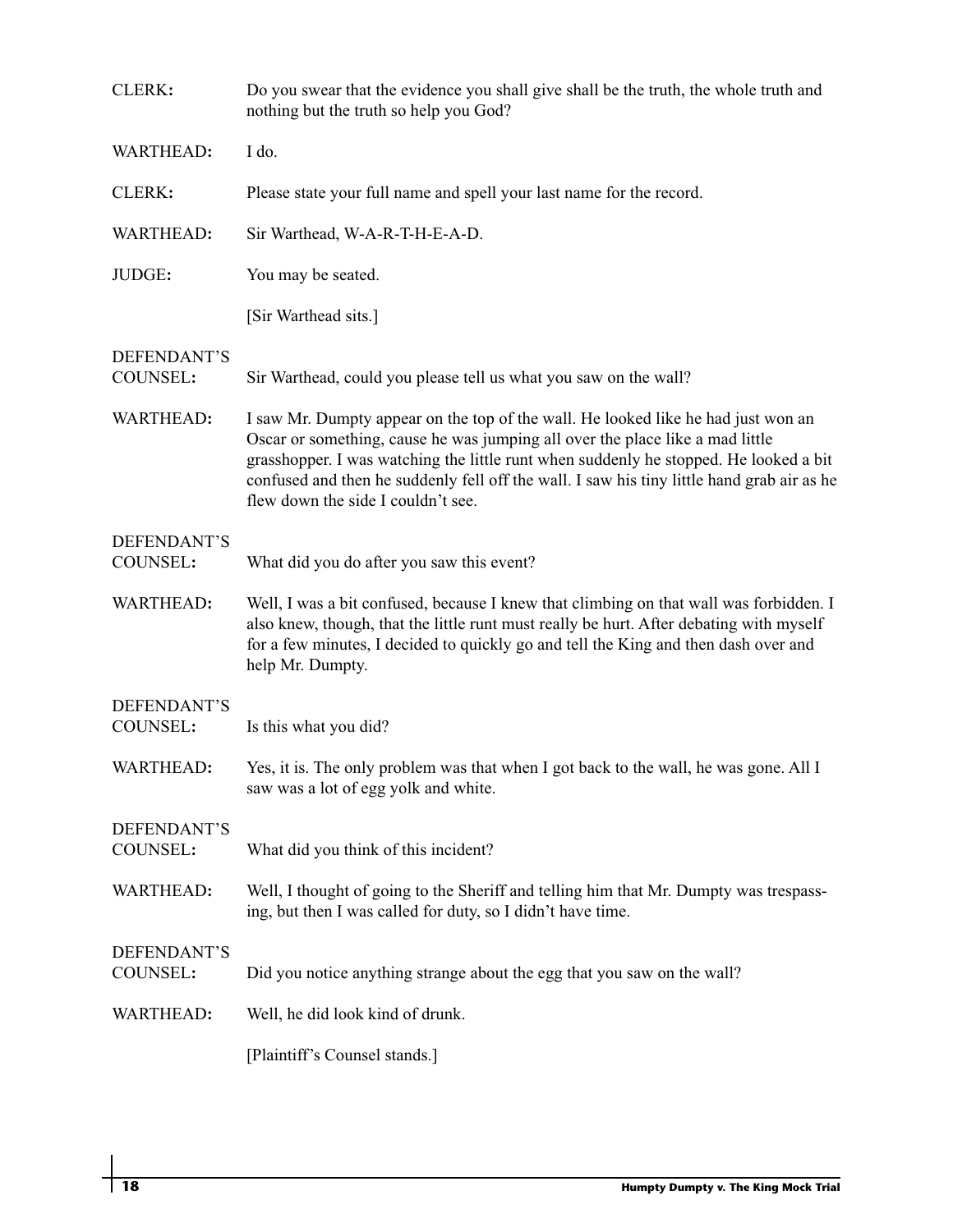**CLERK:** Do you swear that the evidence you shall give shall be the truth, the whole truth and nothing but the truth so help you God?

**WARTHEAD:** I do.

**CLERK:** Please state your full name and spell your last name for the record.

**WARTHEAD:** Sir Warthead, W-A-R-T-H-E-A-D.

**JUDGE:** You may be seated.

[Sir Warthead sits.]

**DEFENDANT'S COUNSEL:** Sir Warthead, could you please tell us what you saw on the wall?

**WARTHEAD:** I saw Mr. Dumpty appear on the top of the wall. He looked like he had just won an Oscar or something, cause he was jumping all over the place like a mad little grasshopper. I was watching the little runt when suddenly he stopped. He looked a bit confused and then he suddenly fell off the wall. I saw his tiny little hand grab air as he flew down the side I couldn't see.

**DEFENDANT'S COUNSEL:** What did you do after you saw this event?

**WARTHEAD:** Well, I was a bit confused, because I knew that climbing on that wall was forbidden. I also knew, though, that the little runt must really be hurt. After debating with myself for a few minutes, I decided to quickly go and tell the King and then dash over and help Mr. Dumpty.

**DEFENDANT'S COUNSEL:** Is this what you did?

**WARTHEAD:** Yes, it is. The only problem was that when I got back to the wall, he was gone. All I saw was a lot of egg yolk and white.

**DEFENDANT'S COUNSEL:** What did you think of this incident?

**WARTHEAD:** Well, I thought of going to the Sheriff and telling him that Mr. Dumpty was trespassing, but then I was called for duty, so I didn't have time.

**DEFENDANT'S COUNSEL:** Did you notice anything strange about the egg that you saw on the wall?

**WARTHEAD:** Well, he did look kind of drunk.

[Plaintiff's Counsel stands.]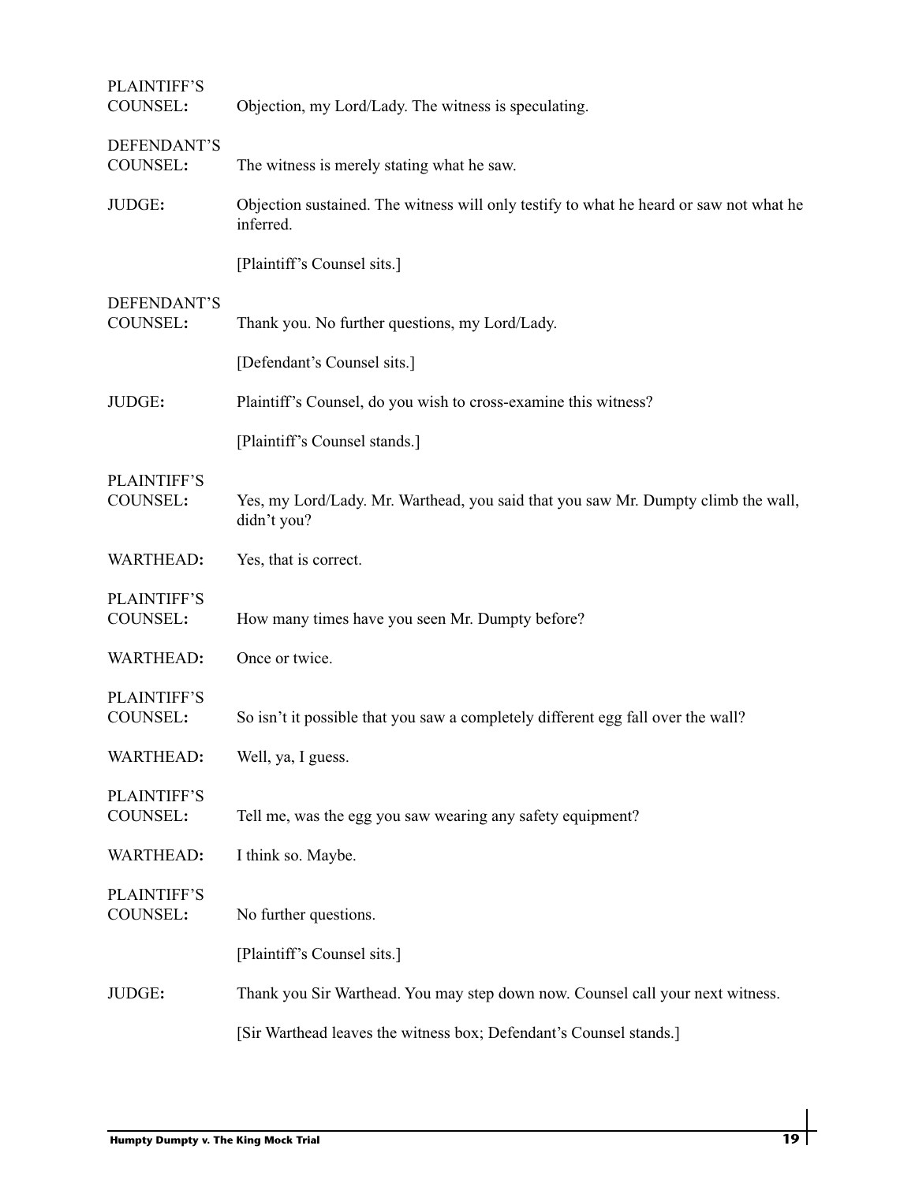PLAINTIFF'S COUNSEL: Objection, my Lord/Lady. The witness is speculating.

DEFENDANT'S COUNSEL: The witness is merely stating what he saw.

JUDGE: Objection sustained. The witness will only testify to what he heard or saw not what he inferred.

[Plaintiff's Counsel sits.]

DEFENDANT'S COUNSEL: Thank you. No further questions, my Lord/Lady.

[Defendant's Counsel sits.]

JUDGE: Plaintiff's Counsel, do you wish to cross-examine this witness?

[Plaintiff's Counsel stands.]

PLAINTIFF'S COUNSEL: Yes, my Lord/Lady. Mr. Warthead, you said that you saw Mr. Dumpty climb the wall, didn't you?

WARTHEAD: Yes, that is correct.

PLAINTIFF'S COUNSEL: How many times have you seen Mr. Dumpty before?

WARTHEAD: Once or twice.

PLAINTIFF'S COUNSEL: So isn't it possible that you saw a completely different egg fall over the wall?

WARTHEAD: Well, ya, I guess.

PLAINTIFF'S COUNSEL: Tell me, was the egg you saw wearing any safety equipment?

WARTHEAD: I think so. Maybe.

PLAINTIFF'S COUNSEL: No further questions.

[Plaintiff's Counsel sits.]

JUDGE: Thank you Sir Warthead. You may step down now. Counsel call your next witness.

[Sir Warthead leaves the witness box; Defendant's Counsel stands.]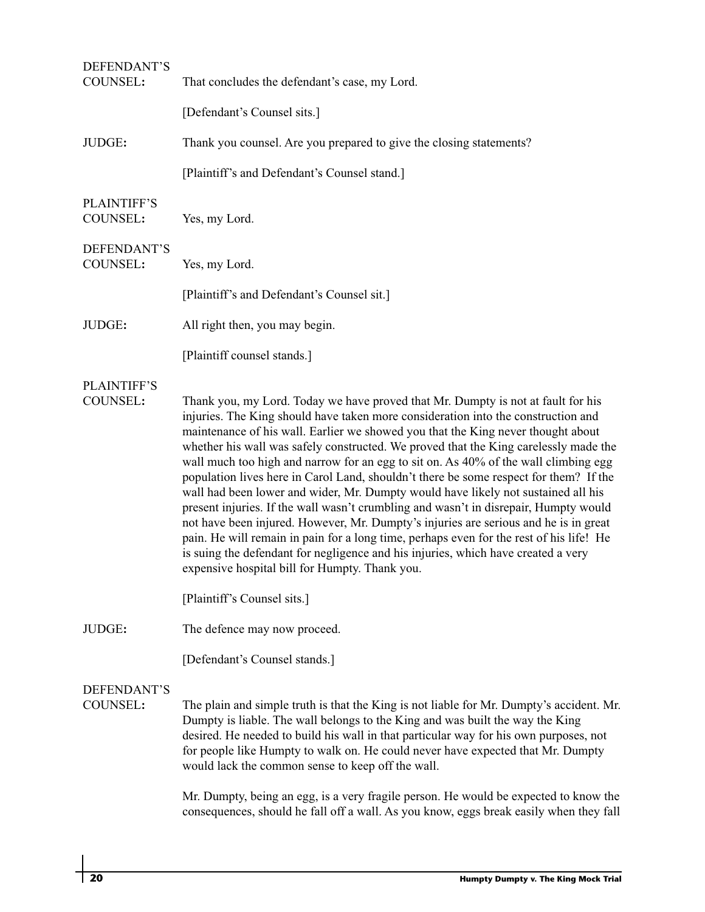**DEFENDANT'S COUNSEL:** That concludes the defendant's case, my Lord.

[Defendant's Counsel sits.]

**JUDGE:** Thank you counsel. Are you prepared to give the closing statements?

[Plaintiff's and Defendant's Counsel stand.]

**PLAINTIFF'S COUNSEL:** Yes, my Lord.

**DEFENDANT'S COUNSEL:** Yes, my Lord.

[Plaintiff's and Defendant's Counsel sit.]

**JUDGE:** All right then, you may begin.

[Plaintiff counsel stands.]

**PLAINTIFF'S COUNSEL:** Thank you, my Lord. Today we have proved that Mr. Dumpty is not at fault for his injuries. The King should have taken more consideration into the construction and maintenance of his wall. Earlier we showed you that the King never thought about whether his wall was safely constructed. We proved that the King carelessly made the wall much too high and narrow for an egg to sit on. As 40% of the wall climbing egg population lives here in Carol Land, shouldn't there be some respect for them? If the wall had been lower and wider, Mr. Dumpty would have likely not sustained all his present injuries. If the wall wasn't crumbling and wasn't in disrepair, Humpty would not have been injured. However, Mr. Dumpty's injuries are serious and he is in great pain. He will remain in pain for a long time, perhaps even for the rest of his life! He is suing the defendant for negligence and his injuries, which have created a very expensive hospital bill for Humpty. Thank you.

[Plaintiff's Counsel sits.]

**JUDGE:** The defence may now proceed.

[Defendant's Counsel stands.]

**DEFENDANT'S COUNSEL:** The plain and simple truth is that the King is not liable for Mr. Dumpty's accident. Mr. Dumpty is liable. The wall belongs to the King and was built the way the King desired. He needed to build his wall in that particular way for his own purposes, not for people like Humpty to walk on. He could never have expected that Mr. Dumpty would lack the common sense to keep off the wall.

Mr. Dumpty, being an egg, is a very fragile person. He would be expected to know the consequences, should he fall off a wall. As you know, eggs break easily when they fall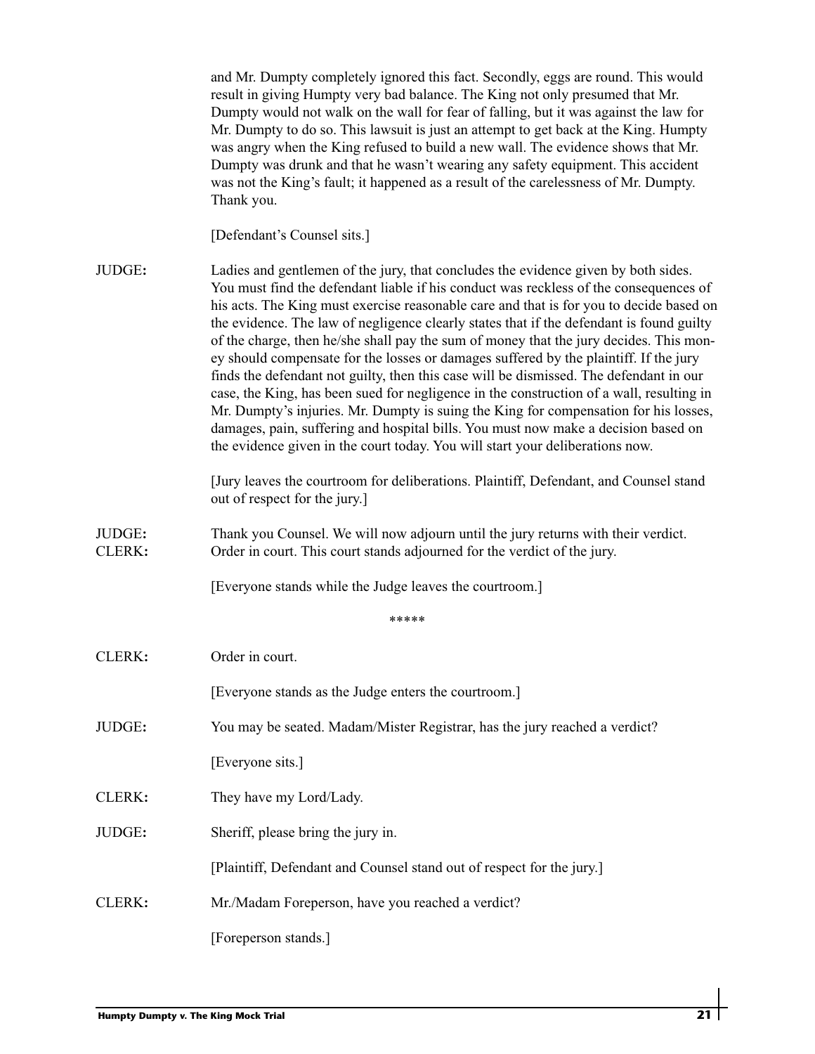and Mr. Dumpty completely ignored this fact. Secondly, eggs are round. This would result in giving Humpty very bad balance. The King not only presumed that Mr. Dumpty would not walk on the wall for fear of falling, but it was against the law for Mr. Dumpty to do so. This lawsuit is just an attempt to get back at the King. Humpty was angry when the King refused to build a new wall. The evidence shows that Mr. Dumpty was drunk and that he wasn't wearing any safety equipment. This accident was not the King's fault; it happened as a result of the carelessness of Mr. Dumpty. Thank you.

[Defendant's Counsel sits.]

**JUDGE:** Ladies and gentlemen of the jury, that concludes the evidence given by both sides. You must find the defendant liable if his conduct was reckless of the consequences of his acts. The King must exercise reasonable care and that is for you to decide based on the evidence. The law of negligence clearly states that if the defendant is found guilty of the charge, then he/she shall pay the sum of money that the jury decides. This money should compensate for the losses or damages suffered by the plaintiff. If the jury finds the defendant not guilty, then this case will be dismissed. The defendant in our case, the King, has been sued for negligence in the construction of a wall, resulting in Mr. Dumpty's injuries. Mr. Dumpty is suing the King for compensation for his losses, damages, pain, suffering and hospital bills. You must now make a decision based on the evidence given in the court today. You will start your deliberations now.

[Jury leaves the courtroom for deliberations. Plaintiff, Defendant, and Counsel stand out of respect for the jury.]

**JUDGE:** Thank you Counsel. We will now adjourn until the jury returns with their verdict.

**CLERK:** Order in court. This court stands adjourned for the verdict of the jury.

[Everyone stands while the Judge leaves the courtroom.]

*****

**CLERK:** Order in court.

[Everyone stands as the Judge enters the courtroom.]

**JUDGE:** You may be seated. Madam/Mister Registrar, has the jury reached a verdict?

[Everyone sits.]

**CLERK:** They have my Lord/Lady.

**JUDGE:** Sheriff, please bring the jury in.

[Plaintiff, Defendant and Counsel stand out of respect for the jury.]

**CLERK:** Mr./Madam Foreperson, have you reached a verdict?

[Foreperson stands.]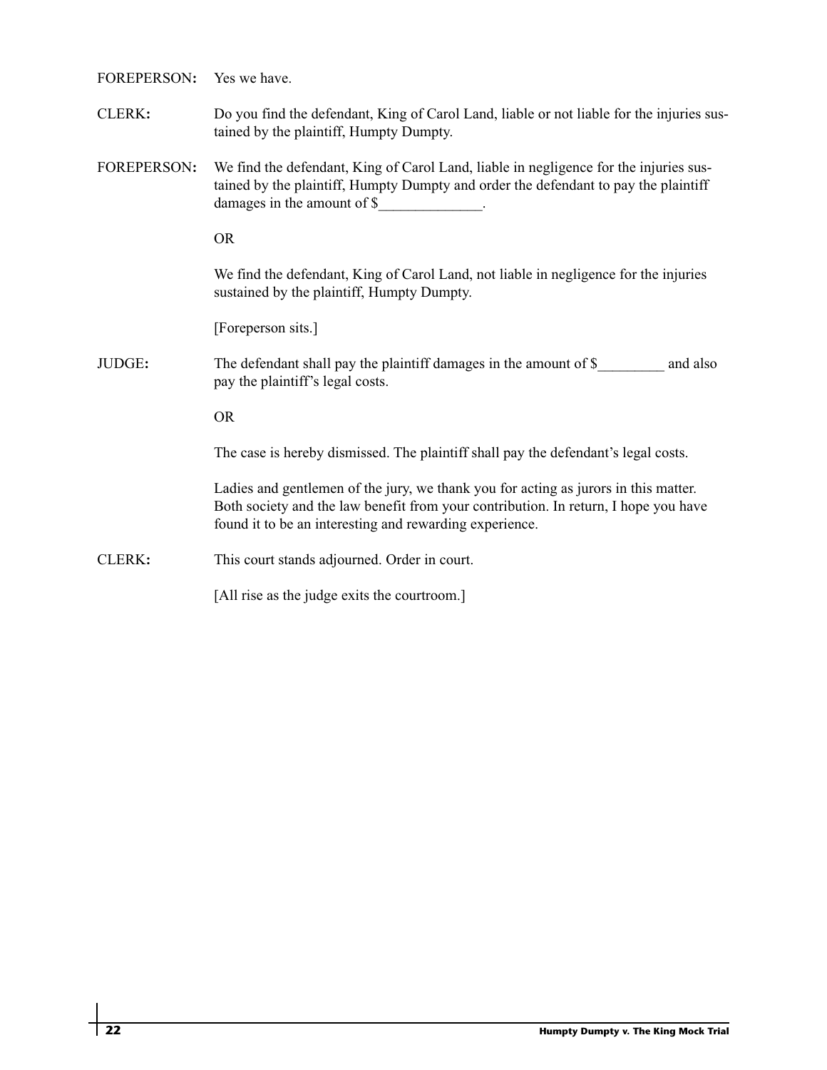**FOREPERSON:** Yes we have.

**CLERK:** Do you find the defendant, King of Carol Land, liable or not liable for the injuries sustained by the plaintiff, Humpty Dumpty.

**FOREPERSON:** We find the defendant, King of Carol Land, liable in negligence for the injuries sustained by the plaintiff, Humpty Dumpty and order the defendant to pay the plaintiff damages in the amount of $______________.

OR

We find the defendant, King of Carol Land, not liable in negligence for the injuries sustained by the plaintiff, Humpty Dumpty.

[Foreperson sits.]

**JUDGE:** The defendant shall pay the plaintiff damages in the amount of $_________ and also pay the plaintiff's legal costs.

OR

The case is hereby dismissed. The plaintiff shall pay the defendant's legal costs.

Ladies and gentlemen of the jury, we thank you for acting as jurors in this matter. Both society and the law benefit from your contribution. In return, I hope you have found it to be an interesting and rewarding experience.

**CLERK:** This court stands adjourned. Order in court.

[All rise as the judge exits the courtroom.]